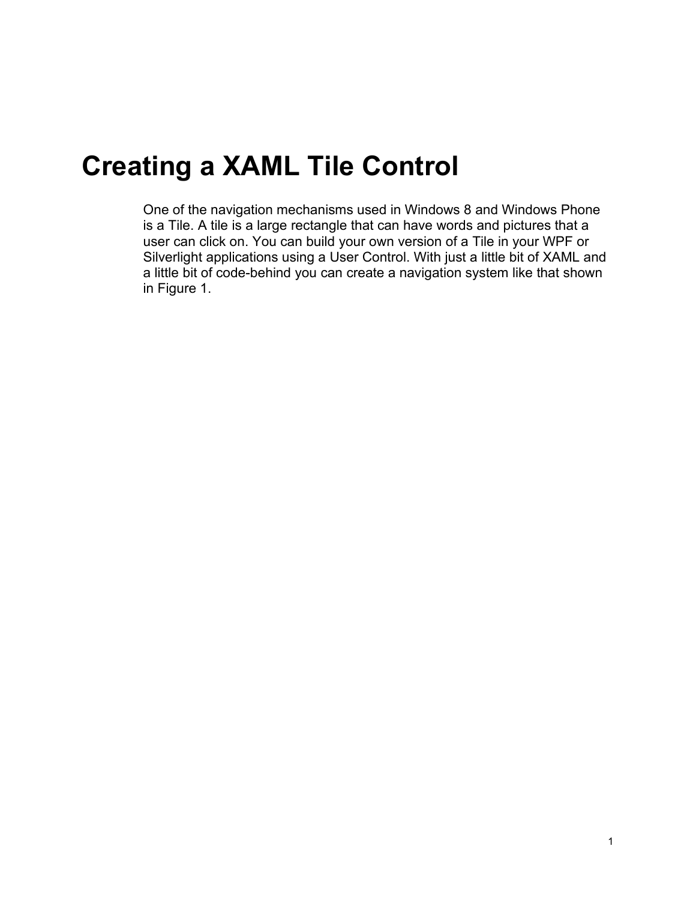# Creating a XAML Tile Control

One of the navigation mechanisms used in Windows 8 and Windows Phone is a Tile. A tile is a large rectangle that can have words and pictures that a user can click on. You can build your own version of a Tile in your WPF or Silverlight applications using a User Control. With just a little bit of XAML and a little bit of code-behind you can create a navigation system like that shown in Figure 1.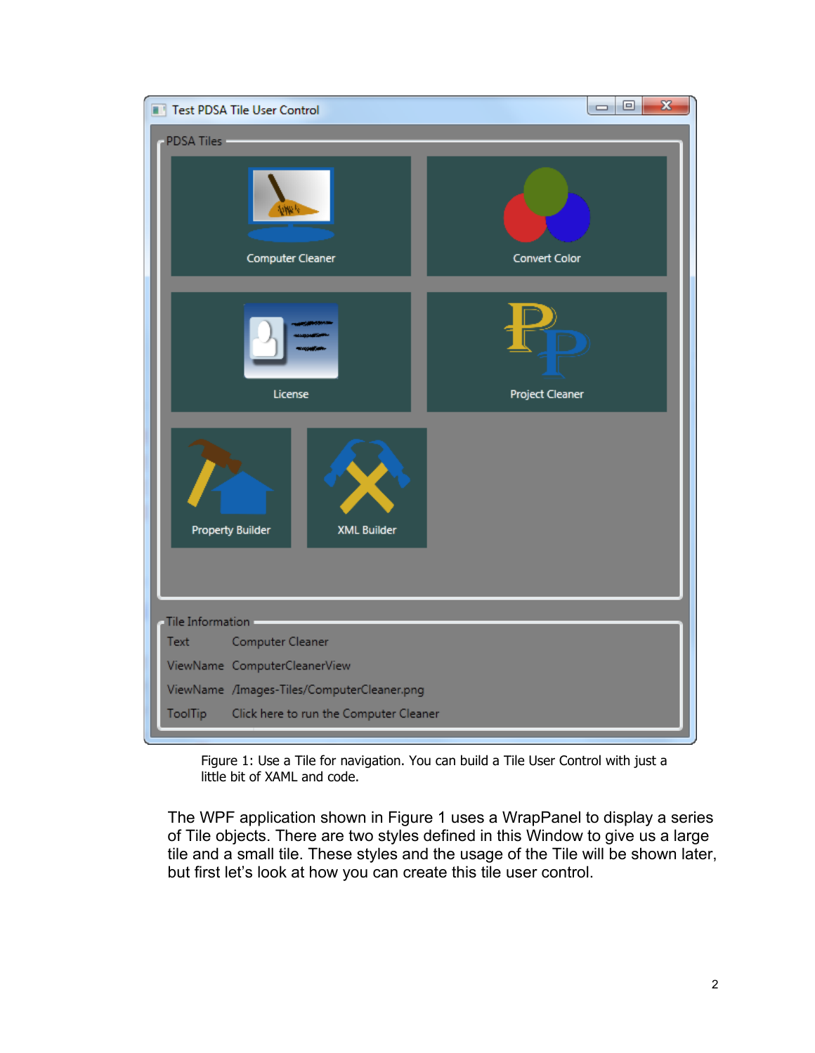Figure 1: Use a Tile for navigation. You can build a Tile User Control with just a little bit of XAML and code.

The WPF application shown in Figure 1 uses a WrapPanel to display a series of Tile objects. There are two styles defined in this Window to give us a large tile and a small tile. These styles and the usage of the Tile will be shown later, but first let's look at how you can create this tile user control.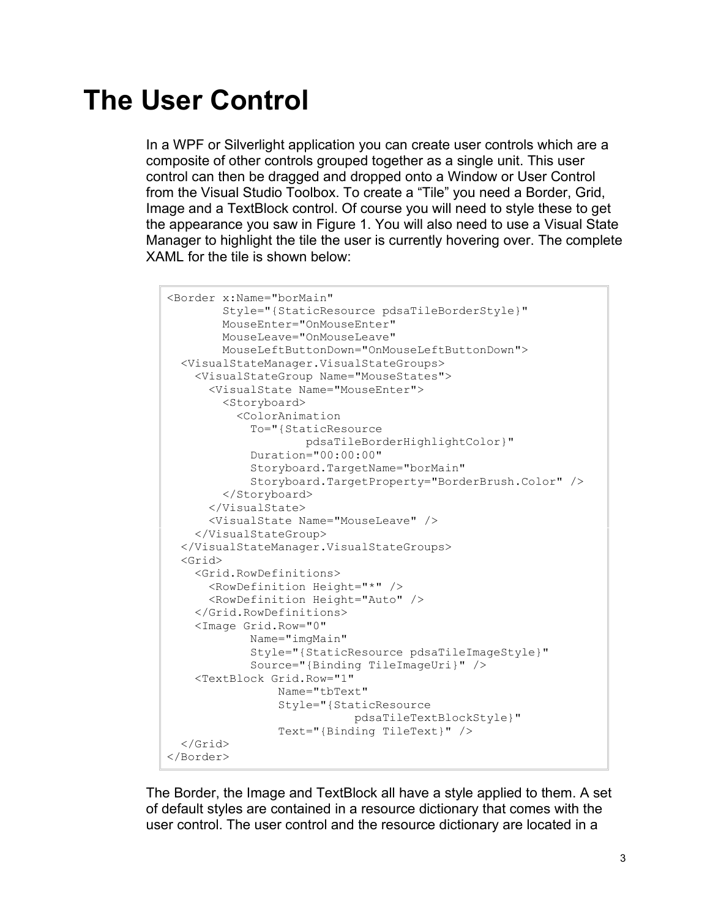# The User Control

In a WPF or Silverlight application you can create user controls which are a composite of other controls grouped together as a single unit. This user control can then be dragged and dropped onto a Window or User Control from the Visual Studio Toolbox. To create a "Tile" you need a Border, Grid, Image and a TextBlock control. Of course you will need to style these to get the appearance you saw in Figure 1. You will also need to use a Visual State Manager to highlight the tile the user is currently hovering over. The complete XAML for the tile is shown below:

```
<Border x:Name="borMain"
        Style="{StaticResource pdsaTileBorderStyle}"
        MouseEnter="OnMouseEnter"
        MouseLeave="OnMouseLeave"
        MouseLeftButtonDown="OnMouseLeftButtonDown">
  <VisualStateManager.VisualStateGroups>
    <VisualStateGroup Name="MouseStates">
      <VisualState Name="MouseEnter">
        <Storyboard>
          <ColorAnimation
            To="{StaticResource
                    pdsaTileBorderHighlightColor}"
            Duration="00:00:00"
            Storyboard.TargetName="borMain"
            Storyboard.TargetProperty="BorderBrush.Color" />
        </Storyboard>
      </VisualState>
      <VisualState Name="MouseLeave" />
    </VisualStateGroup>
  </VisualStateManager.VisualStateGroups>
  <Grid>
    <Grid.RowDefinitions>
      <RowDefinition Height="*" />
      <RowDefinition Height="Auto" />
    </Grid.RowDefinitions>
    <Image Grid.Row="0"
           Name="imgMain"
           Style="{StaticResource pdsaTileImageStyle}"
           Source="{Binding TileImageUri}" />
    <TextBlock Grid.Row="1"
               Name="tbText"
               Style="{StaticResource
                          pdsaTileTextBlockStyle}"
               Text="{Binding TileText}" />
  </Grid>
</Border>
```

The Border, the Image and TextBlock all have a style applied to them. A set of default styles are contained in a resource dictionary that comes with the user control. The user control and the resource dictionary are located in a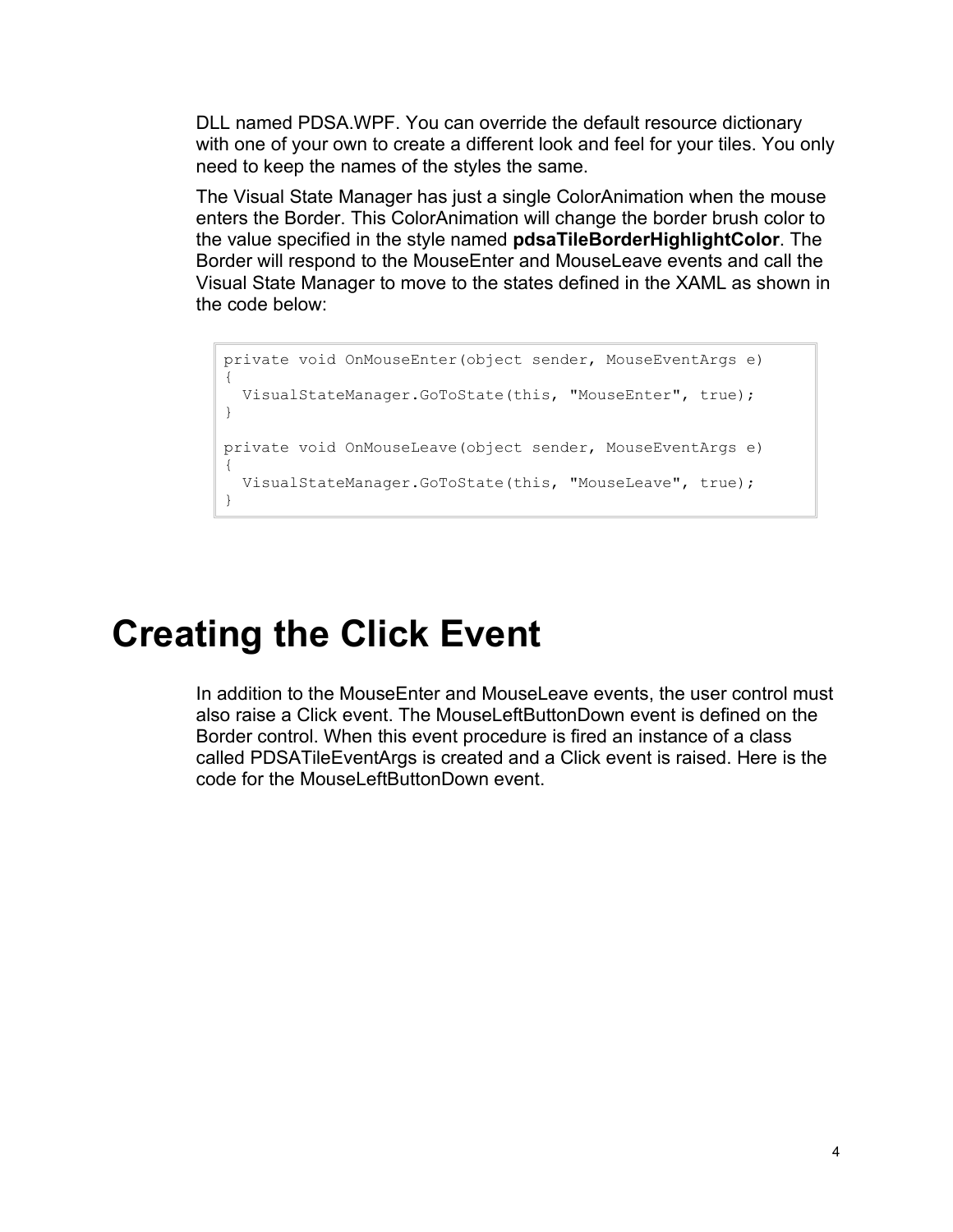DLL named PDSA.WPF. You can override the default resource dictionary with one of your own to create a different look and feel for your tiles. You only need to keep the names of the styles the same.

The Visual State Manager has just a single ColorAnimation when the mouse enters the Border. This ColorAnimation will change the border brush color to the value specified in the style named **pdsaTileBorderHighlightColor**. The Border will respond to the MouseEnter and MouseLeave events and call the Visual State Manager to move to the states defined in the XAML as shown in the code below:

```
private void OnMouseEnter(object sender, MouseEventArgs e)
{
  VisualStateManager.GoToState(this, "MouseEnter", true);
}

private void OnMouseLeave(object sender, MouseEventArgs e)
{
  VisualStateManager.GoToState(this, "MouseLeave", true);
}
```

# Creating the Click Event

In addition to the MouseEnter and MouseLeave events, the user control must also raise a Click event. The MouseLeftButtonDown event is defined on the Border control. When this event procedure is fired an instance of a class called PDSATileEventArgs is created and a Click event is raised. Here is the code for the MouseLeftButtonDown event.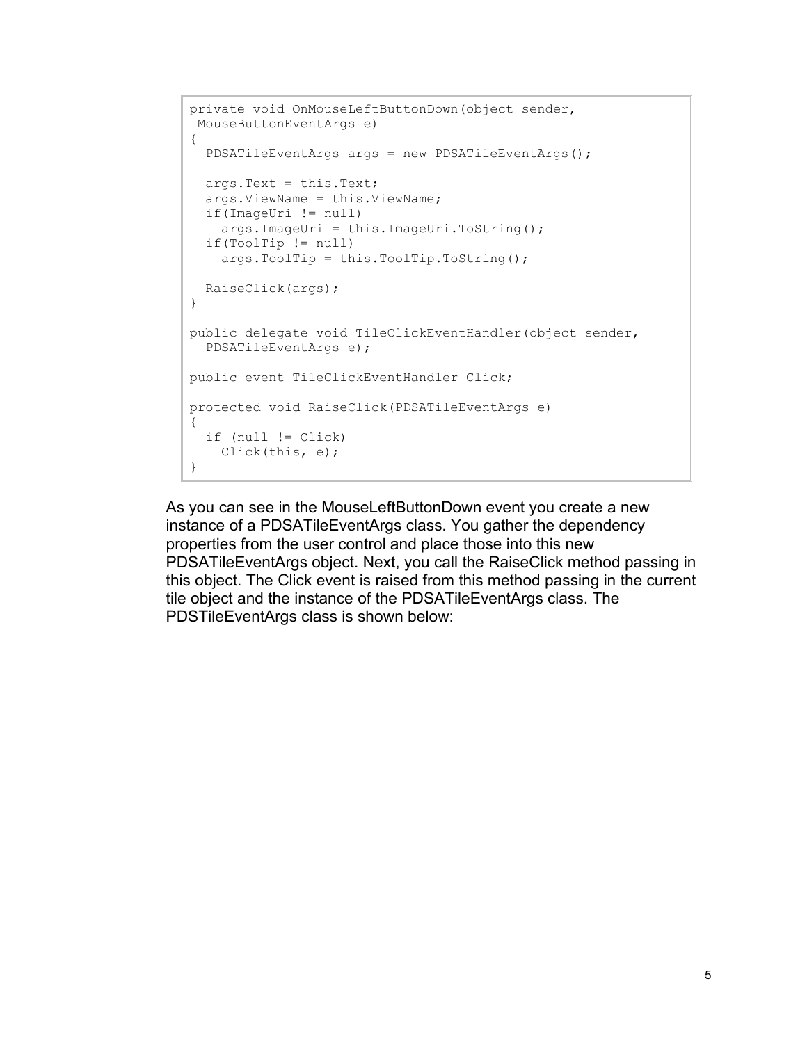```
private void OnMouseLeftButtonDown(object sender,
 MouseButtonEventArgs e)
{
  PDSATileEventArgs args = new PDSATileEventArgs();

  args.Text = this.Text;
  args.ViewName = this.ViewName;
  if(ImageUri != null)
    args.ImageUri = this.ImageUri.ToString();
  if(ToolTip != null)
    args.ToolTip = this.ToolTip.ToString();

  RaiseClick(args);
}

public delegate void TileClickEventHandler(object sender,
  PDSATileEventArgs e);

public event TileClickEventHandler Click;

protected void RaiseClick(PDSATileEventArgs e)
{
  if (null != Click)
    Click(this, e);
}
```

As you can see in the MouseLeftButtonDown event you create a new instance of a PDSATileEventArgs class. You gather the dependency properties from the user control and place those into this new PDSATileEventArgs object. Next, you call the RaiseClick method passing in this object. The Click event is raised from this method passing in the current tile object and the instance of the PDSATileEventArgs class. The PDSTileEventArgs class is shown below: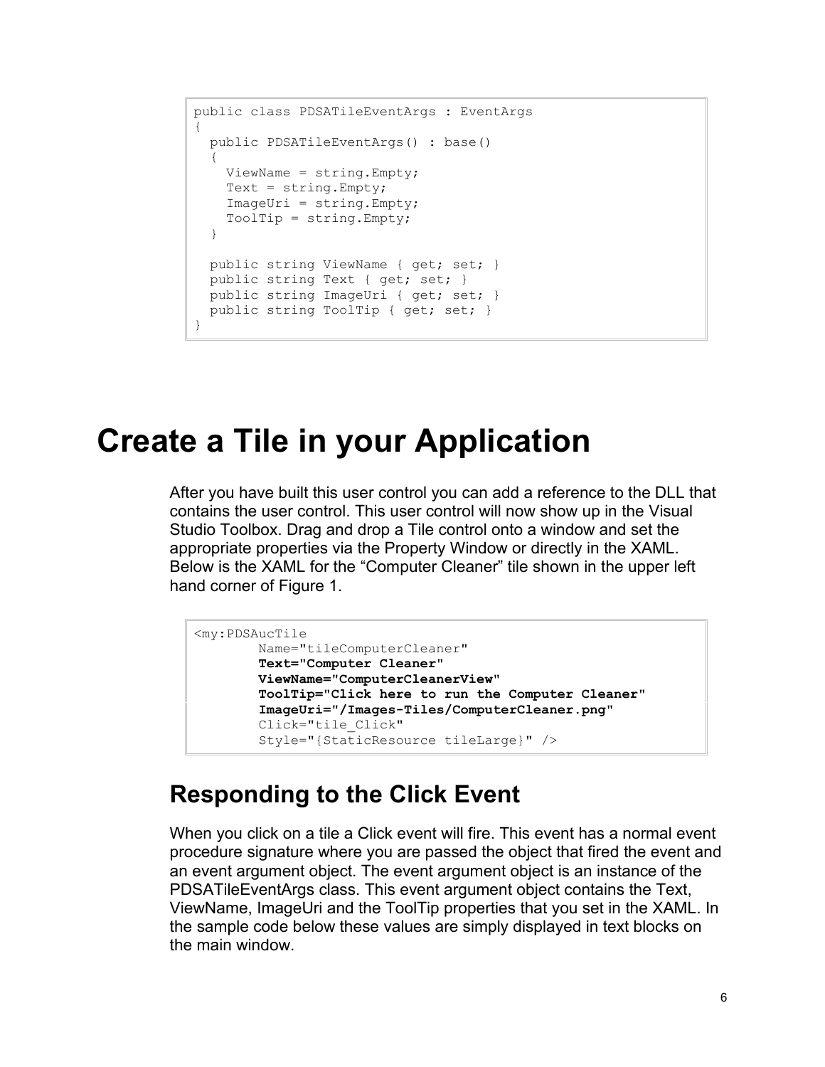```
public class PDSATileEventArgs : EventArgs
{
  public PDSATileEventArgs() : base()
  {
    ViewName = string.Empty;
    Text = string.Empty;
    ImageUri = string.Empty;
    ToolTip = string.Empty;
  }

  public string ViewName { get; set; }
  public string Text { get; set; }
  public string ImageUri { get; set; }
  public string ToolTip { get; set; }
}
```

# Create a Tile in your Application

After you have built this user control you can add a reference to the DLL that contains the user control. This user control will now show up in the Visual Studio Toolbox. Drag and drop a Tile control onto a window and set the appropriate properties via the Property Window or directly in the XAML. Below is the XAML for the “Computer Cleaner” tile shown in the upper left hand corner of Figure 1.

```
<my:PDSAucTile
        Name="tileComputerCleaner"
        Text="Computer Cleaner"
        ViewName="ComputerCleanerView"
        ToolTip="Click here to run the Computer Cleaner"
        ImageUri="/Images-Tiles/ComputerCleaner.png"
        Click="tile_Click"
        Style="{StaticResource tileLarge}" />
```

## Responding to the Click Event

When you click on a tile a Click event will fire. This event has a normal event procedure signature where you are passed the object that fired the event and an event argument object. The event argument object is an instance of the PDSATileEventArgs class. This event argument object contains the Text, ViewName, ImageUri and the ToolTip properties that you set in the XAML. In the sample code below these values are simply displayed in text blocks on the main window.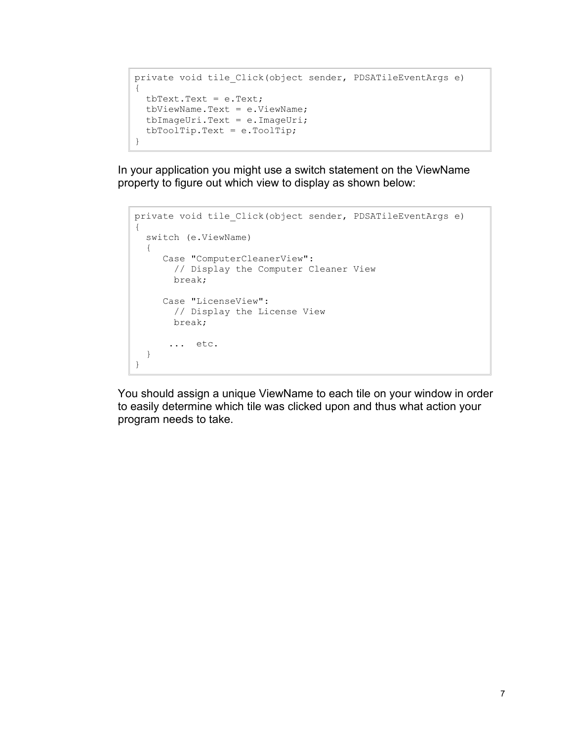```
private void tile_Click(object sender, PDSATileEventArgs e)
{
  tbText.Text = e.Text;
  tbViewName.Text = e.ViewName;
  tbImageUri.Text = e.ImageUri;
  tbToolTip.Text = e.ToolTip;
}
```

In your application you might use a switch statement on the ViewName property to figure out which view to display as shown below:

```
private void tile_Click(object sender, PDSATileEventArgs e)
{
  switch (e.ViewName)
  {
     Case "ComputerCleanerView":
       // Display the Computer Cleaner View
       break;

     Case "LicenseView":
       // Display the License View
       break;

      ...  etc.
  }
}
```

You should assign a unique ViewName to each tile on your window in order to easily determine which tile was clicked upon and thus what action your program needs to take.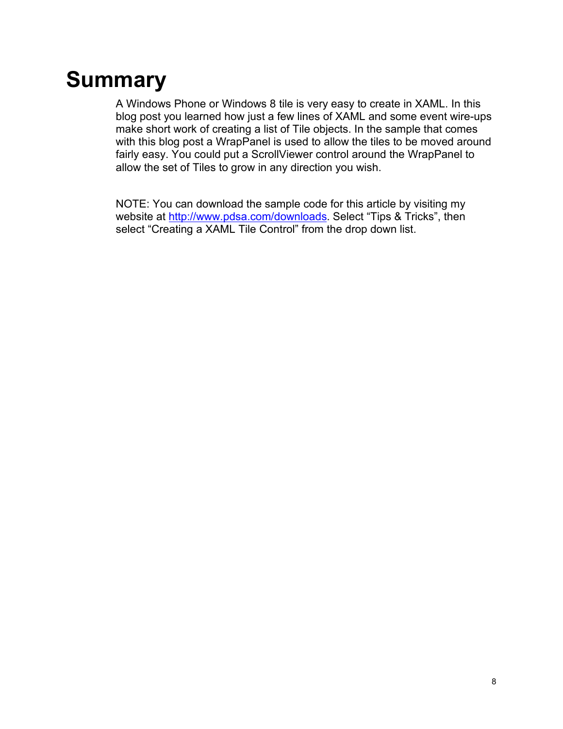# Summary

A Windows Phone or Windows 8 tile is very easy to create in XAML. In this blog post you learned how just a few lines of XAML and some event wire-ups make short work of creating a list of Tile objects. In the sample that comes with this blog post a WrapPanel is used to allow the tiles to be moved around fairly easy. You could put a ScrollViewer control around the WrapPanel to allow the set of Tiles to grow in any direction you wish.

NOTE: You can download the sample code for this article by visiting my website at [http://www.pdsa.com/downloads](http://www.pdsa.com/downloads). Select “Tips & Tricks”, then select “Creating a XAML Tile Control” from the drop down list.